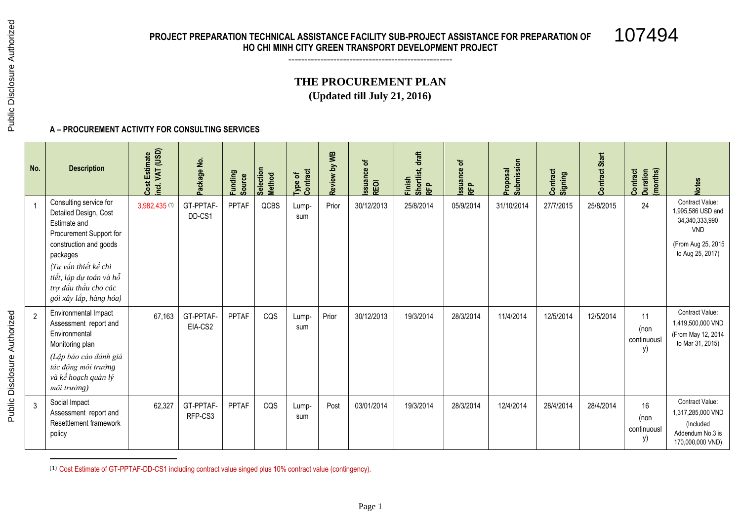107494

**PROJECT PREPARATION TECHNICAL ASSISTANCE FACILITY SUB-PROJECT ASSISTANCE FOR PREPARATION OF HO CHI MINH CITY GREEN TRANSPORT DEVELOPMENT PROJECT**

---------------------------------------------------

# THE PROCUREMENT PLAN

**(Updated till July 21, 2016)**

### A – PROCUREMENT ACTIVITY FOR CONSULTING SERVICES

| No. | Description | Cost Estimate incl. VAT (USD) | Package No. | Funding Source | Selection Method | Type of Contract | Review by WB | Issuance of REOI | Finish Shortlist, draft RFP | Issuance of RFP | Proposal Submission | Contract Signing | Contract Start | Contract Duration (months) | Notes |
|---|---|---|---|---|---|---|---|---|---|---|---|---|---|---|---|
| 1 | Consulting service for Detailed Design, Cost Estimate and Procurement Support for construction and goods packages *(Tư vấn thiết kế chi tiết, lập dự toán và hỗ trợ đấu thầu cho các gói xây lắp, hàng hóa)* | 3,982,435 [(1)] | GT-PPTAF-DD-CS1 | PPTAF | QCBS | Lump-sum | Prior | 30/12/2013 | 25/8/2014 | 05/9/2014 | 31/10/2014 | 27/7/2015 | 25/8/2015 | 24 | Contract Value: 1,995,586 USD and 34,340,333,990 VND (From Aug 25, 2015 to Aug 25, 2017) |
| 2 | Environmental Impact Assessment report and Environmental Monitoring plan *(Lập báo cáo đánh giá tác động môi trường và kế hoạch quản lý môi trường)* | 67,163 | GT-PPTAF-EIA-CS2 | PPTAF | CQS | Lump-sum | Prior | 30/12/2013 | 19/3/2014 | 28/3/2014 | 11/4/2014 | 12/5/2014 | 12/5/2014 | 11 (non continuously) | Contract Value: 1,419,500,000 VND (From May 12, 2014 to Mar 31, 2015) |
| 3 | Social Impact Assessment report and Resettlement framework policy | 62,327 | GT-PPTAF-RFP-CS3 | PPTAF | CQS | Lump-sum | Post | 03/01/2014 | 19/3/2014 | 28/3/2014 | 12/4/2014 | 28/4/2014 | 28/4/2014 | 16 (non continuously) | Contract Value: 1,317,285,000 VND (Included Addendum No.3 is 170,000,000 VND) |

[(1)] Cost Estimate of GT-PPTAF-DD-CS1 including contract value singed plus 10% contract value (contingency).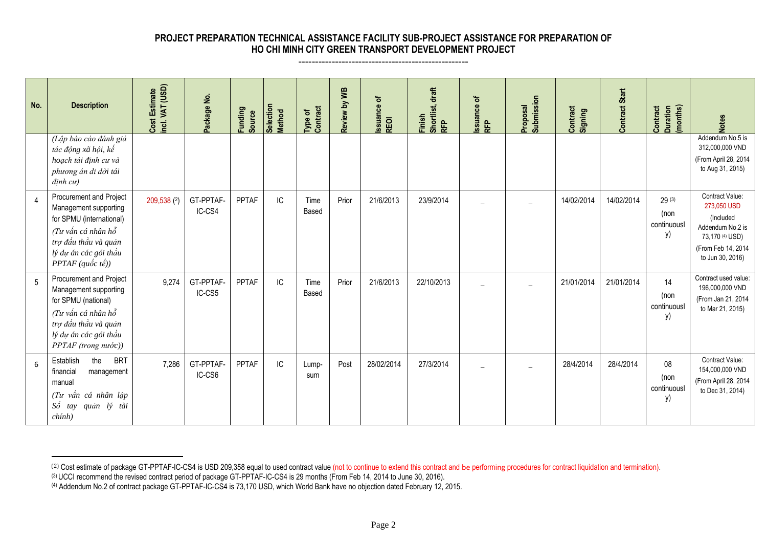**PROJECT PREPARATION TECHNICAL ASSISTANCE FACILITY SUB-PROJECT ASSISTANCE FOR PREPARATION OF HO CHI MINH CITY GREEN TRANSPORT DEVELOPMENT PROJECT**

---

| No. | Description | Cost Estimate incl. VAT (USD) | Package No. | Funding Source | Selection Method | Type of Contract | Review by WB | Issuance of REOI | Finish Shortlist, draft RFP | Issuance of RFP | Proposal Submission | Contract Signing | Contract Start | Contract Duration (months) | Notes |
|---|---|---|---|---|---|---|---|---|---|---|---|---|---|---|---|
| | *(Lập báo cáo đánh giá tác động xã hội, kế hoạch tái định cư và phương án di dời tái định cư)* | | | | | | | | | | | | | | Addendum No.5 is 312,000,000 VND (From April 28, 2014 to Aug 31, 2015) |
| 4 | Procurement and Project Management supporting for SPMU (international) *(Tư vấn cá nhân hỗ trợ đấu thầu và quản lý dự án các gói thầu PPTAF (quốc tế))* | 209,538 [2] | GT-PPTAF-IC-CS4 | PPTAF | IC | Time Based | Prior | 21/6/2013 | 23/9/2014 | _ | _ | 14/02/2014 | 14/02/2014 | 29 [3] (non continuously) | Contract Value: 273,050 USD (Included Addendum No.2 is 73,170 [4] USD) (From Feb 14, 2014 to Jun 30, 2016) |
| 5 | Procurement and Project Management supporting for SPMU (national) *(Tư vấn cá nhân hỗ trợ đấu thầu và quản lý dự án các gói thầu PPTAF (trong nước))* | 9,274 | GT-PPTAF-IC-CS5 | PPTAF | IC | Time Based | Prior | 21/6/2013 | 22/10/2013 | _ | _ | 21/01/2014 | 21/01/2014 | 14 (non continuously) | Contract used value: 196,000,000 VND (From Jan 21, 2014 to Mar 21, 2015) |
| 6 | Establish the BRT financial management manual *(Tư vấn cá nhân lập Sổ tay quản lý tài chính)* | 7,286 | GT-PPTAF-IC-CS6 | PPTAF | IC | Lump-sum | Post | 28/02/2014 | 27/3/2014 | _ | _ | 28/4/2014 | 28/4/2014 | 08 (non continuously) | Contract Value: 154,000,000 VND (From April 28, 2014 to Dec 31, 2014) |

---

[2] Cost estimate of package GT-PPTAF-IC-CS4 is USD 209,358 equal to used contract value (not to continue to extend this contract and be performing procedures for contract liquidation and termination).

[3] UCCI recommend the revised contract period of package GT-PPTAF-IC-CS4 is 29 months (From Feb 14, 2014 to June 30, 2016).

[4] Addendum No.2 of contract package GT-PPTAF-IC-CS4 is 73,170 USD, which World Bank have no objection dated February 12, 2015.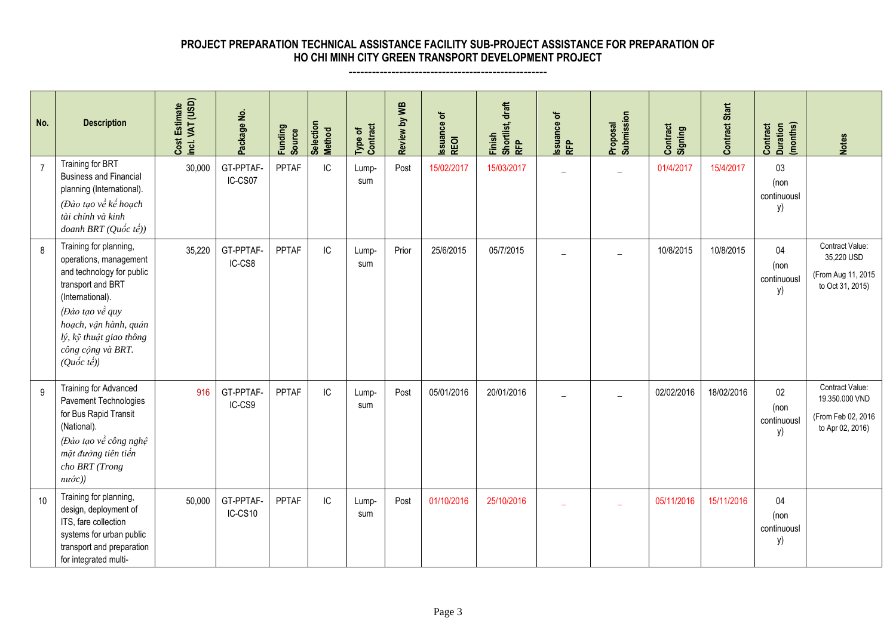**PROJECT PREPARATION TECHNICAL ASSISTANCE FACILITY SUB-PROJECT ASSISTANCE FOR PREPARATION OF HO CHI MINH CITY GREEN TRANSPORT DEVELOPMENT PROJECT**

---------------------------------------------------

| No. | Description | Cost Estimate incl. VAT (USD) | Package No. | Funding Source | Selection Method | Type of Contract | Review by WB | Issuance of REOI | Finish Shortlist, draft RFP | Issuance of RFP | Proposal Submission | Contract Signing | Contract Start | Contract Duration (months) | Notes |
|---|---|---|---|---|---|---|---|---|---|---|---|---|---|---|---|
| 7 | Training for BRT Business and Financial planning (International). *(Đào tạo về kế hoạch tài chính và kinh doanh BRT (Quốc tế))* | 30,000 | GT-PPTAF-IC-CS07 | PPTAF | IC | Lump-sum | Post | 15/02/2017 | 15/03/2017 | _ | _ | 01/4/2017 | 15/4/2017 | 03 (non continuously) | |
| 8 | Training for planning, operations, management and technology for public transport and BRT (International). *(Đào tạo về quy hoạch, vận hành, quản lý, kỹ thuật giao thông công cộng và BRT. (Quốc tế))* | 35,220 | GT-PPTAF-IC-CS8 | PPTAF | IC | Lump-sum | Prior | 25/6/2015 | 05/7/2015 | _ | _ | 10/8/2015 | 10/8/2015 | 04 (non continuously) | Contract Value: 35,220 USD (From Aug 11, 2015 to Oct 31, 2015) |
| 9 | Training for Advanced Pavement Technologies for Bus Rapid Transit (National). *(Đào tạo về công nghệ mặt đường tiên tiến cho BRT (Trong nước))* | 916 | GT-PPTAF-IC-CS9 | PPTAF | IC | Lump-sum | Post | 05/01/2016 | 20/01/2016 | _ | _ | 02/02/2016 | 18/02/2016 | 02 (non continuously) | Contract Value: 19.350.000 VND (From Feb 02, 2016 to Apr 02, 2016) |
| 10 | Training for planning, design, deployment of ITS, fare collection systems for urban public transport and preparation for integrated multi- | 50,000 | GT-PPTAF-IC-CS10 | PPTAF | IC | Lump-sum | Post | 01/10/2016 | 25/10/2016 | _ | _ | 05/11/2016 | 15/11/2016 | 04 (non continuously) | |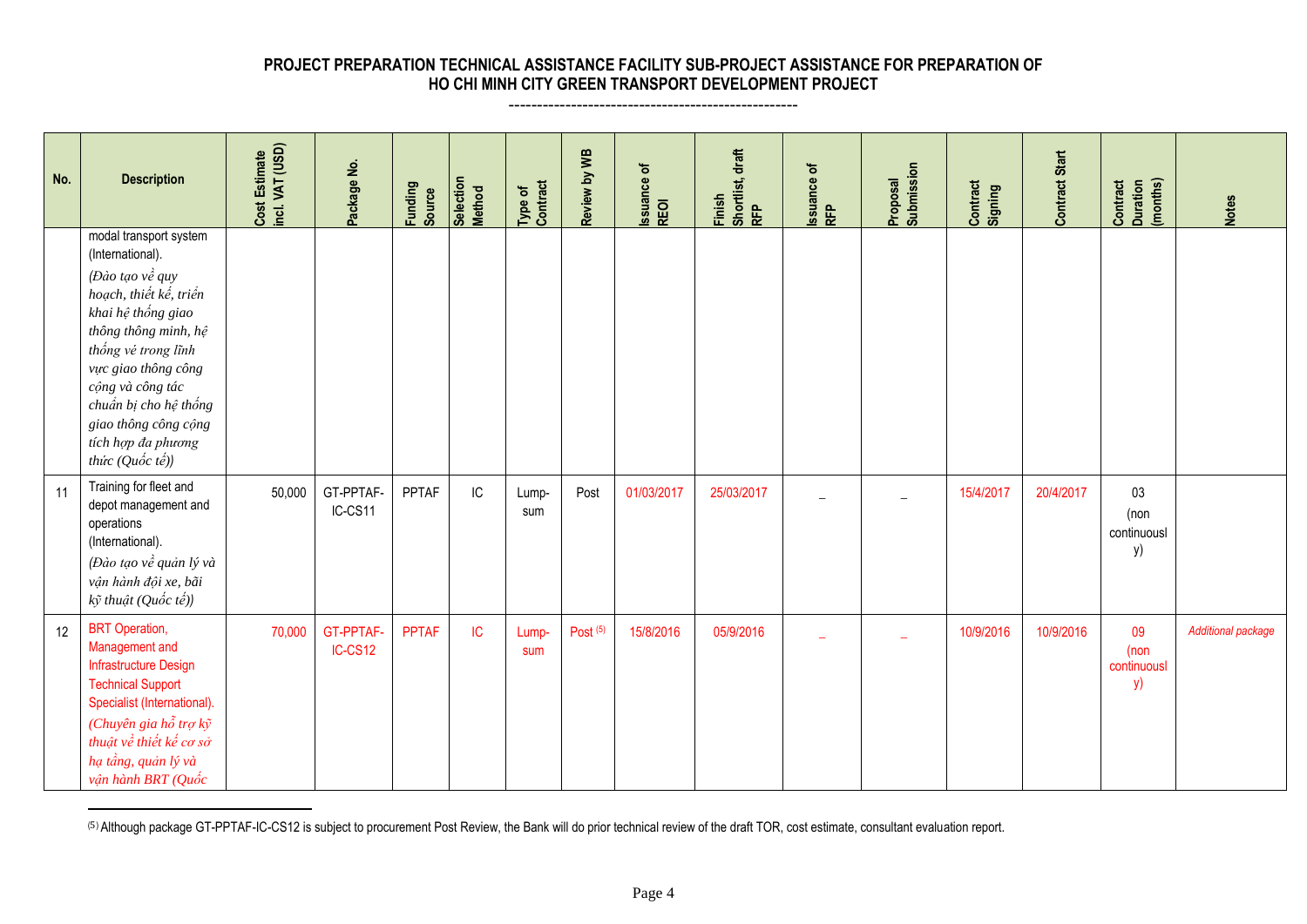**PROJECT PREPARATION TECHNICAL ASSISTANCE FACILITY SUB-PROJECT ASSISTANCE FOR PREPARATION OF HO CHI MINH CITY GREEN TRANSPORT DEVELOPMENT PROJECT**

---

| No. | Description | Cost Estimate incl. VAT (USD) | Package No. | Funding Source | Selection Method | Type of Contract | Review by WB | Issuance of REOI | Finish Shortlist, draft RFP | Issuance of RFP | Proposal Submission | Contract Signing | Contract Start | Contract Duration (months) | Notes |
|---|---|---|---|---|---|---|---|---|---|---|---|---|---|---|---|
| | modal transport system (International). *(Đào tạo về quy hoạch, thiết kế, triển khai hệ thống giao thông thông minh, hệ thống vé trong lĩnh vực giao thông công cộng và công tác chuẩn bị cho hệ thống giao thông công cộng tích hợp đa phương thức (Quốc tế))* | | | | | | | | | | | | | | |
| 11 | Training for fleet and depot management and operations (International). *(Đào tạo về quản lý và vận hành đội xe, bãi kỹ thuật (Quốc tế))* | 50,000 | GT-PPTAF-IC-CS11 | PPTAF | IC | Lump-sum | Post | 01/03/2017 | 25/03/2017 | _ | _ | 15/4/2017 | 20/4/2017 | 03 (non continuously) | |
| 12 | BRT Operation, Management and Infrastructure Design Technical Support Specialist (International). *(Chuyên gia hỗ trợ kỹ thuật về thiết kế cơ sở hạ tầng, quản lý và vận hành BRT (Quốc* | 70,000 | GT-PPTAF-IC-CS12 | PPTAF | IC | Lump-sum | Post [(5)] | 15/8/2016 | 05/9/2016 | _ | _ | 10/9/2016 | 10/9/2016 | 09 (non continuously) | *Additional package* |

[(5)] Although package GT-PPTAF-IC-CS12 is subject to procurement Post Review, the Bank will do prior technical review of the draft TOR, cost estimate, consultant evaluation report.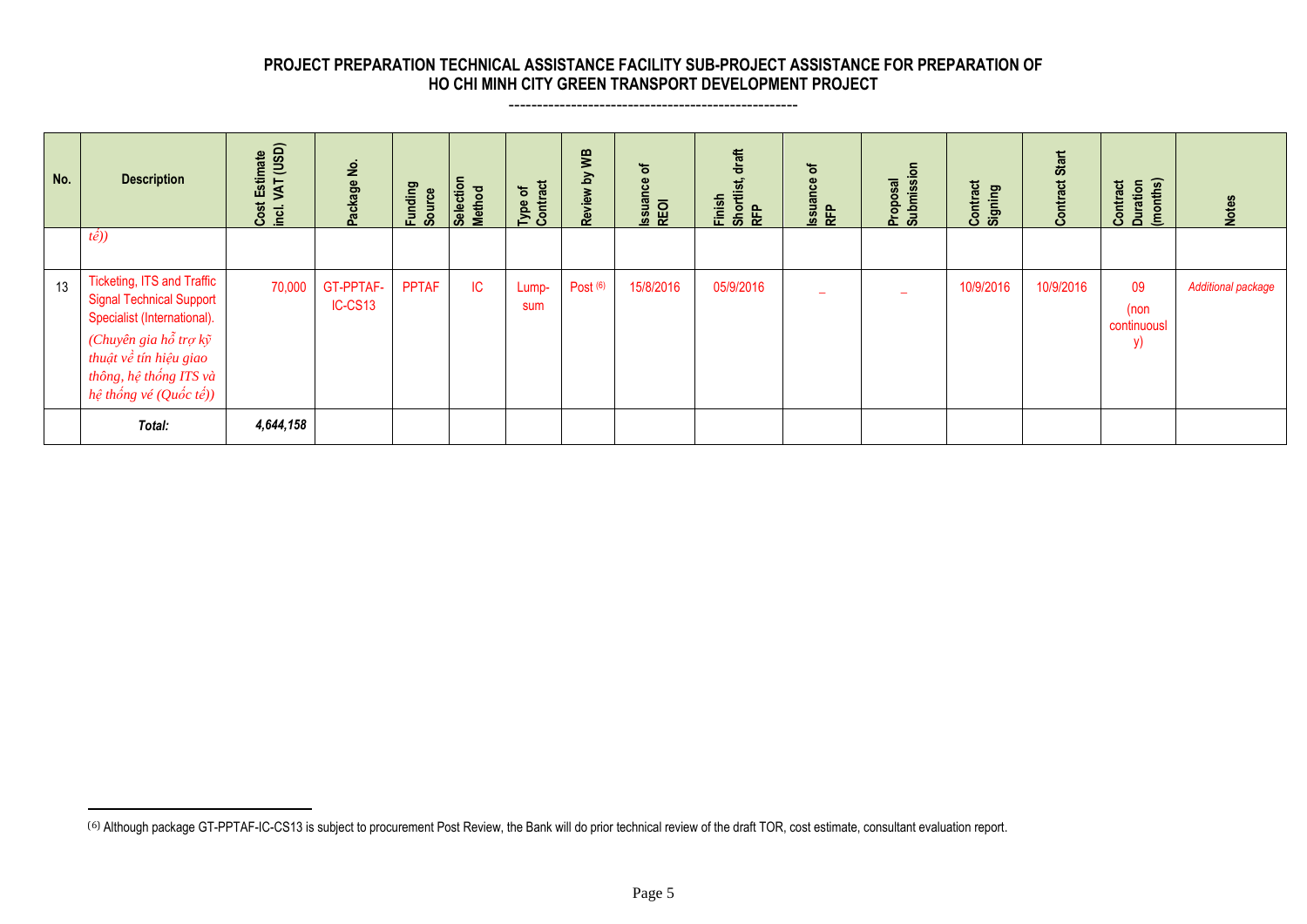**PROJECT PREPARATION TECHNICAL ASSISTANCE FACILITY SUB-PROJECT ASSISTANCE FOR PREPARATION OF HO CHI MINH CITY GREEN TRANSPORT DEVELOPMENT PROJECT**

---------------------------------------------------

| No. | Description | Cost Estimate incl. VAT (USD) | Package No. | Funding Source | Selection Method | Type of Contract | Review by WB | Issuance of REOI | Finish Shortlist, draft RFP | Issuance of RFP | Proposal Submission | Contract Signing | Contract Start | Contract Duration (months) | Notes |
|---|---|---|---|---|---|---|---|---|---|---|---|---|---|---|---|
| | *tế))* | | | | | | | | | | | | | | |
| 13 | Ticketing, ITS and Traffic Signal Technical Support Specialist (International). *(Chuyên gia hỗ trợ kỹ thuật về tín hiệu giao thông, hệ thống ITS và hệ thống vé (Quốc tế))* | 70,000 | GT-PPTAF-IC-CS13 | PPTAF | IC | Lump-sum | Post (6) | 15/8/2016 | 05/9/2016 | _ | _ | 10/9/2016 | 10/9/2016 | 09 (non continuously) | *Additional package* |
| | ***Total:*** | ***4,644,158*** | | | | | | | | | | | | | |

(6) Although package GT-PPTAF-IC-CS13 is subject to procurement Post Review, the Bank will do prior technical review of the draft TOR, cost estimate, consultant evaluation report.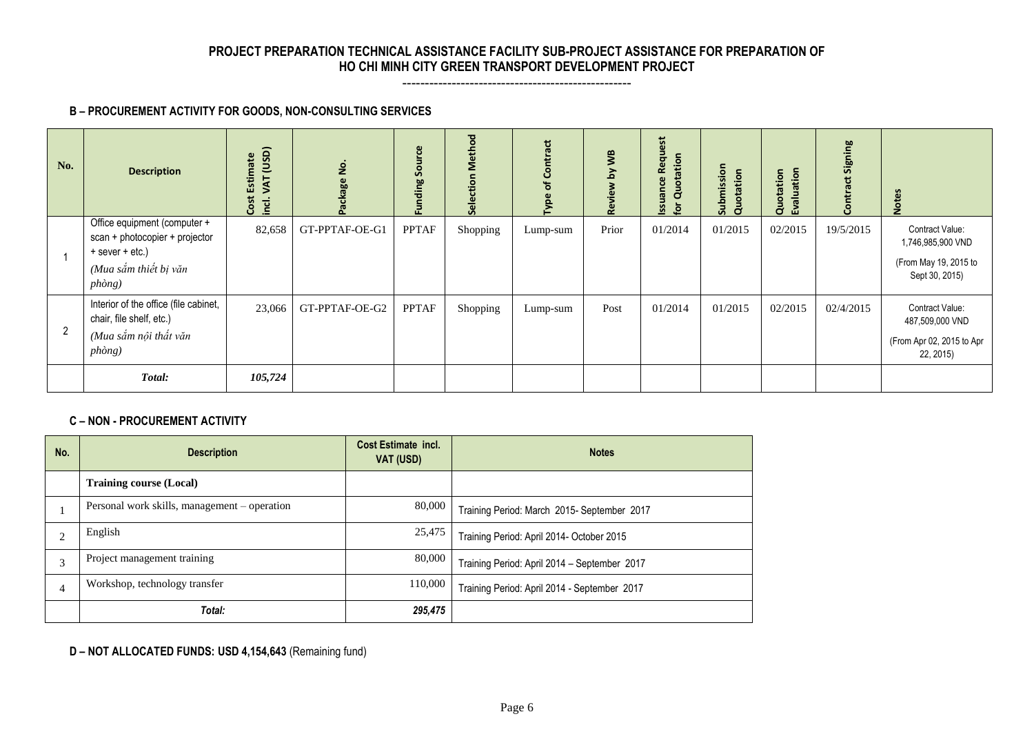**PROJECT PREPARATION TECHNICAL ASSISTANCE FACILITY SUB-PROJECT ASSISTANCE FOR PREPARATION OF HO CHI MINH CITY GREEN TRANSPORT DEVELOPMENT PROJECT**

---

### B – PROCUREMENT ACTIVITY FOR GOODS, NON-CONSULTING SERVICES

| No. | Description | Cost Estimate incl. VAT (USD) | Package No. | Funding Source | Selection Method | Type of Contract | Review by WB | Issuance Request for Quotation | Submission Quotation | Quotation Evaluation | Contract Signing | Notes |
|---|---|---|---|---|---|---|---|---|---|---|---|---|
| 1 | Office equipment (computer + scan + photocopier + projector + sever + etc.) *(Mua sắm thiết bị văn phòng)* | 82,658 | GT-PPTAF-OE-G1 | PPTAF | Shopping | Lump-sum | Prior | 01/2014 | 01/2015 | 02/2015 | 19/5/2015 | Contract Value: 1,746,985,900 VND (From May 19, 2015 to Sept 30, 2015) |
| 2 | Interior of the office (file cabinet, chair, file shelf, etc.) *(Mua sắm nội thất văn phòng)* | 23,066 | GT-PPTAF-OE-G2 | PPTAF | Shopping | Lump-sum | Post | 01/2014 | 01/2015 | 02/2015 | 02/4/2015 | Contract Value: 487,509,000 VND (From Apr 02, 2015 to Apr 22, 2015) |
| | ***Total:*** | ***105,724*** | | | | | | | | | | |

### C – NON - PROCUREMENT ACTIVITY

| No. | Description | Cost Estimate incl. VAT (USD) | Notes |
|---|---|---|---|
| | **Training course (Local)** | | |
| 1 | Personal work skills, management – operation | 80,000 | Training Period: March 2015- September 2017 |
| 2 | English | 25,475 | Training Period: April 2014- October 2015 |
| 3 | Project management training | 80,000 | Training Period: April 2014 – September 2017 |
| 4 | Workshop, technology transfer | 110,000 | Training Period: April 2014 - September 2017 |
| | ***Total:*** | ***295,475*** | |

### D – NOT ALLOCATED FUNDS: USD 4,154,643 (Remaining fund)